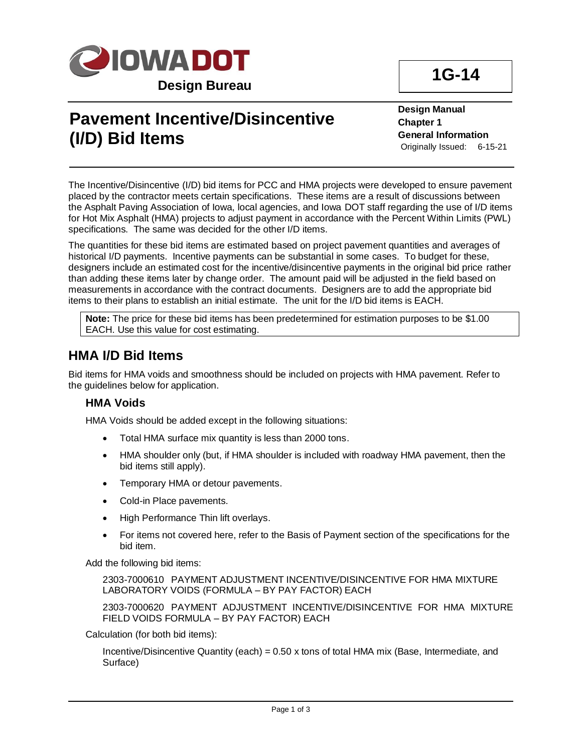**Design Bureau**

**1G-14**

# Pavement Incentive/Disincentive (I/D) Bid Items

**Design Manual**
**Chapter 1**
**General Information**
Originally Issued: 6-15-21

The Incentive/Disincentive (I/D) bid items for PCC and HMA projects were developed to ensure pavement placed by the contractor meets certain specifications. These items are a result of discussions between the Asphalt Paving Association of Iowa, local agencies, and Iowa DOT staff regarding the use of I/D items for Hot Mix Asphalt (HMA) projects to adjust payment in accordance with the Percent Within Limits (PWL) specifications. The same was decided for the other I/D items.

The quantities for these bid items are estimated based on project pavement quantities and averages of historical I/D payments. Incentive payments can be substantial in some cases. To budget for these, designers include an estimated cost for the incentive/disincentive payments in the original bid price rather than adding these items later by change order. The amount paid will be adjusted in the field based on measurements in accordance with the contract documents. Designers are to add the appropriate bid items to their plans to establish an initial estimate. The unit for the I/D bid items is EACH.

> **Note:** The price for these bid items has been predetermined for estimation purposes to be $1.00 EACH. Use this value for cost estimating.

## HMA I/D Bid Items

Bid items for HMA voids and smoothness should be included on projects with HMA pavement. Refer to the guidelines below for application.

### HMA Voids

HMA Voids should be added except in the following situations:

- Total HMA surface mix quantity is less than 2000 tons.
- HMA shoulder only (but, if HMA shoulder is included with roadway HMA pavement, then the bid items still apply).
- Temporary HMA or detour pavements.
- Cold-in Place pavements.
- High Performance Thin lift overlays.
- For items not covered here, refer to the Basis of Payment section of the specifications for the bid item.

Add the following bid items:

2303-7000610 PAYMENT ADJUSTMENT INCENTIVE/DISINCENTIVE FOR HMA MIXTURE LABORATORY VOIDS (FORMULA – BY PAY FACTOR) EACH

2303-7000620 PAYMENT ADJUSTMENT INCENTIVE/DISINCENTIVE FOR HMA MIXTURE FIELD VOIDS FORMULA – BY PAY FACTOR) EACH

Calculation (for both bid items):

Incentive/Disincentive Quantity (each) = 0.50 x tons of total HMA mix (Base, Intermediate, and Surface)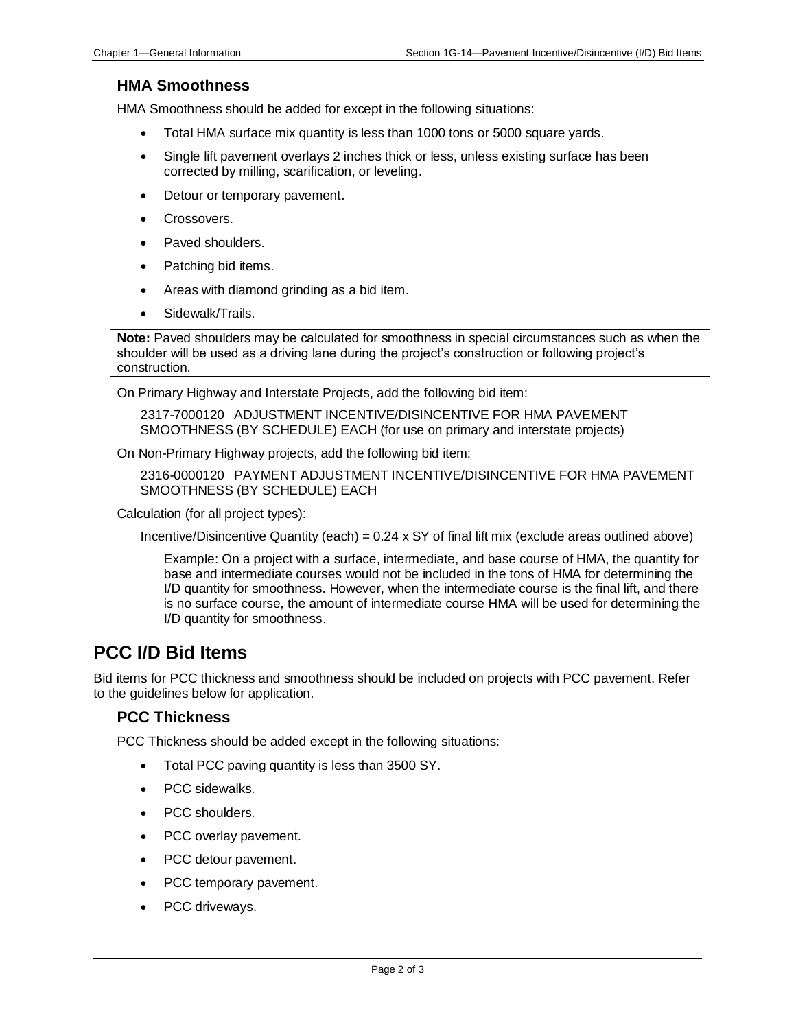### HMA Smoothness

HMA Smoothness should be added for except in the following situations:

- Total HMA surface mix quantity is less than 1000 tons or 5000 square yards.
- Single lift pavement overlays 2 inches thick or less, unless existing surface has been corrected by milling, scarification, or leveling.
- Detour or temporary pavement.
- Crossovers.
- Paved shoulders.
- Patching bid items.
- Areas with diamond grinding as a bid item.
- Sidewalk/Trails.

**Note:** Paved shoulders may be calculated for smoothness in special circumstances such as when the shoulder will be used as a driving lane during the project's construction or following project's construction.

On Primary Highway and Interstate Projects, add the following bid item:

> 2317-7000120 ADJUSTMENT INCENTIVE/DISINCENTIVE FOR HMA PAVEMENT SMOOTHNESS (BY SCHEDULE) EACH (for use on primary and interstate projects)

On Non-Primary Highway projects, add the following bid item:

> 2316-0000120 PAYMENT ADJUSTMENT INCENTIVE/DISINCENTIVE FOR HMA PAVEMENT SMOOTHNESS (BY SCHEDULE) EACH

Calculation (for all project types):

> Incentive/Disincentive Quantity (each) = 0.24 x SY of final lift mix (exclude areas outlined above)
>
> > Example: On a project with a surface, intermediate, and base course of HMA, the quantity for base and intermediate courses would not be included in the tons of HMA for determining the I/D quantity for smoothness. However, when the intermediate course is the final lift, and there is no surface course, the amount of intermediate course HMA will be used for determining the I/D quantity for smoothness.

## PCC I/D Bid Items

Bid items for PCC thickness and smoothness should be included on projects with PCC pavement. Refer to the guidelines below for application.

### PCC Thickness

PCC Thickness should be added except in the following situations:

- Total PCC paving quantity is less than 3500 SY.
- PCC sidewalks.
- PCC shoulders.
- PCC overlay pavement.
- PCC detour pavement.
- PCC temporary pavement.
- PCC driveways.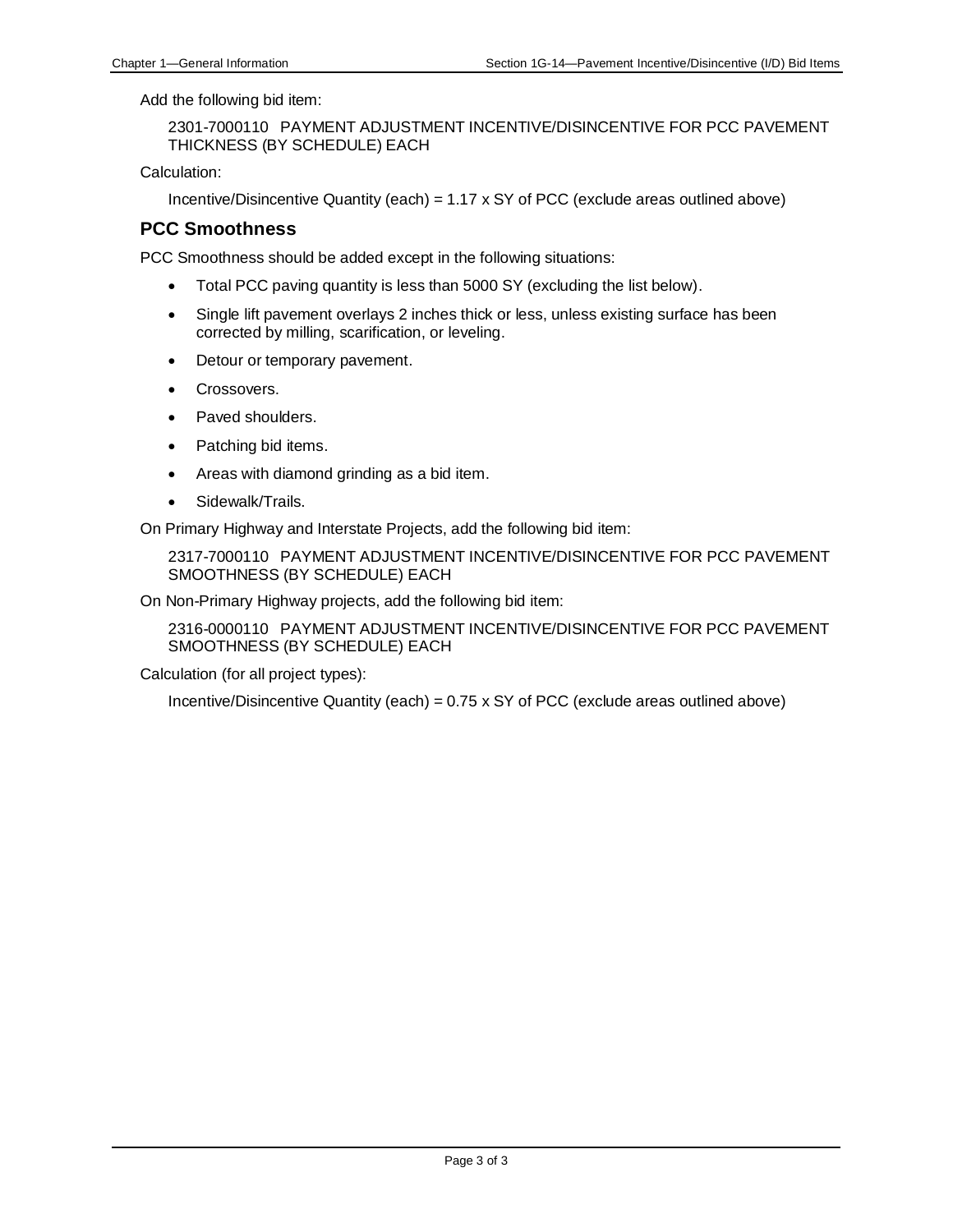Add the following bid item:

2301-7000110 PAYMENT ADJUSTMENT INCENTIVE/DISINCENTIVE FOR PCC PAVEMENT THICKNESS (BY SCHEDULE) EACH

Calculation:

Incentive/Disincentive Quantity (each) = 1.17 x SY of PCC (exclude areas outlined above)

## PCC Smoothness

PCC Smoothness should be added except in the following situations:

- Total PCC paving quantity is less than 5000 SY (excluding the list below).
- Single lift pavement overlays 2 inches thick or less, unless existing surface has been corrected by milling, scarification, or leveling.
- Detour or temporary pavement.
- Crossovers.
- Paved shoulders.
- Patching bid items.
- Areas with diamond grinding as a bid item.
- Sidewalk/Trails.

On Primary Highway and Interstate Projects, add the following bid item:

2317-7000110 PAYMENT ADJUSTMENT INCENTIVE/DISINCENTIVE FOR PCC PAVEMENT SMOOTHNESS (BY SCHEDULE) EACH

On Non-Primary Highway projects, add the following bid item:

2316-0000110 PAYMENT ADJUSTMENT INCENTIVE/DISINCENTIVE FOR PCC PAVEMENT SMOOTHNESS (BY SCHEDULE) EACH

Calculation (for all project types):

Incentive/Disincentive Quantity (each) = 0.75 x SY of PCC (exclude areas outlined above)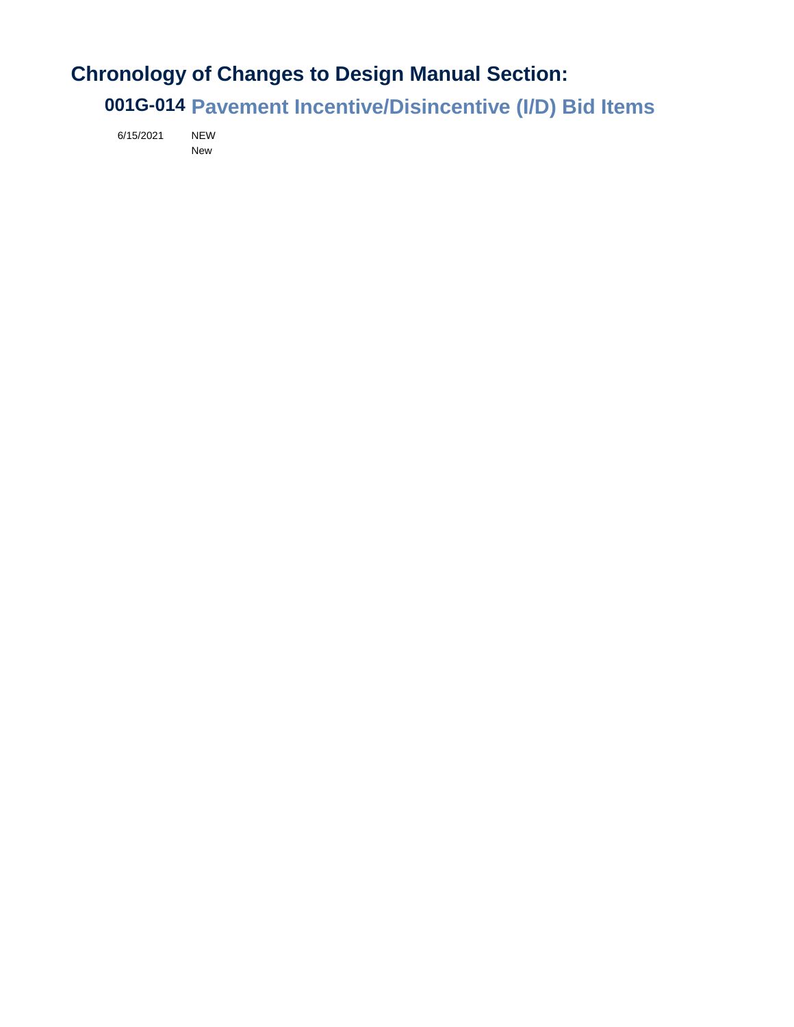# Chronology of Changes to Design Manual Section:

## 001G-014 Pavement Incentive/Disincentive (I/D) Bid Items

| | |
|---|---|
| 6/15/2021 | NEW<br>New |